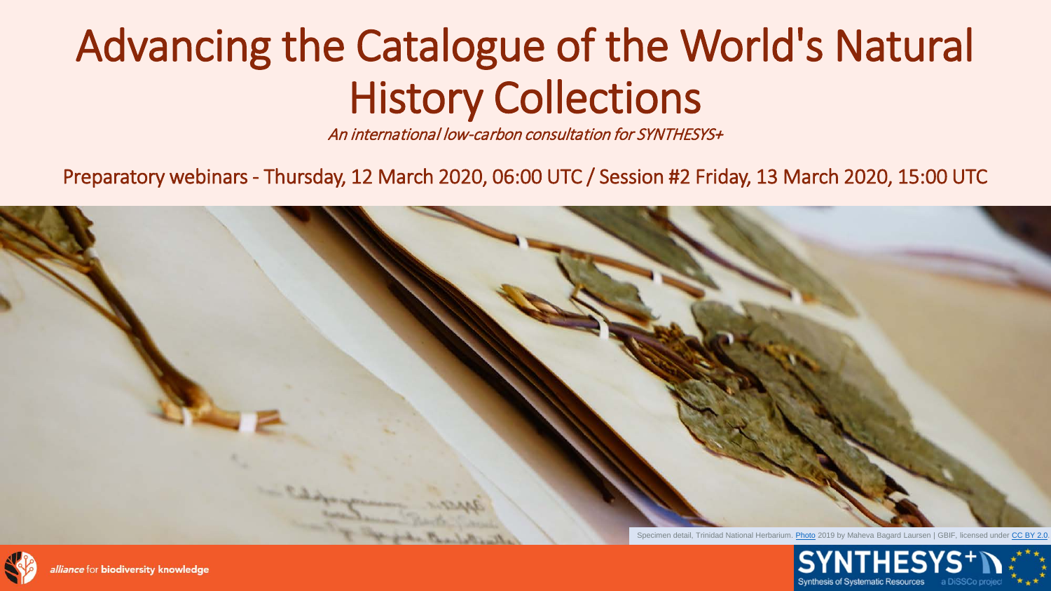# Advancing the Catalogue of the World's Natural History Collections

*An international low-carbon consultation for SYNTHESYS+*

Preparatory webinars - Thursday, 12 March 2020, 06:00 UTC / Session #2 Friday, 13 March 2020, 15:00 UTC

Specimen detail, Trinidad National Herbarium. Photo 2019 by Maheva Bagard Laursen | GBIF, licensed under CC BY 2.0.

*alliance* for **biodiversity knowledge**

SYNTHESYS+ Synthesis of Systematic Resources a DiSSCo project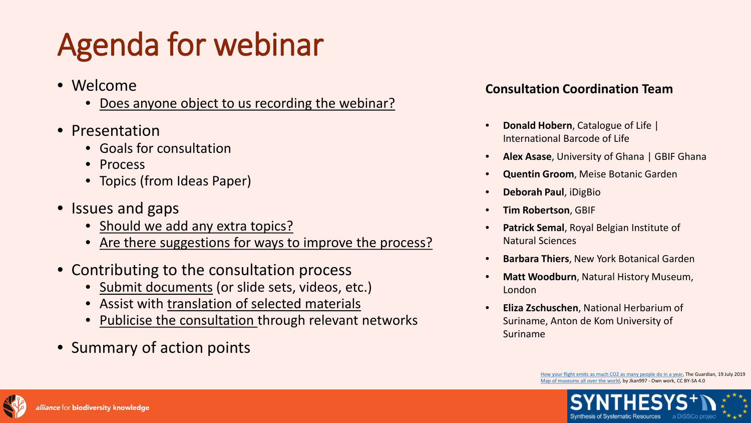# Agenda for webinar

- Welcome
  - Does anyone object to us recording the webinar?
- Presentation
  - Goals for consultation
  - Process
  - Topics (from Ideas Paper)
- Issues and gaps
  - Should we add any extra topics?
  - Are there suggestions for ways to improve the process?
- Contributing to the consultation process
  - Submit documents (or slide sets, videos, etc.)
  - Assist with translation of selected materials
  - Publicise the consultation through relevant networks
- Summary of action points

**Consultation Coordination Team**

- **Donald Hobern**, Catalogue of Life | International Barcode of Life
- **Alex Asase**, University of Ghana | GBIF Ghana
- **Quentin Groom**, Meise Botanic Garden
- **Deborah Paul**, iDigBio
- **Tim Robertson**, GBIF
- **Patrick Semal**, Royal Belgian Institute of Natural Sciences
- **Barbara Thiers**, New York Botanical Garden
- **Matt Woodburn**, Natural History Museum, London
- **Eliza Zschuschen**, National Herbarium of Suriname, Anton de Kom University of Suriname

How your flight emits as much CO2 as many people do in a year, The Guardian, 19 July 2019
Map of museums all over the world, by Jkan997 - Own work, CC BY-SA 4.0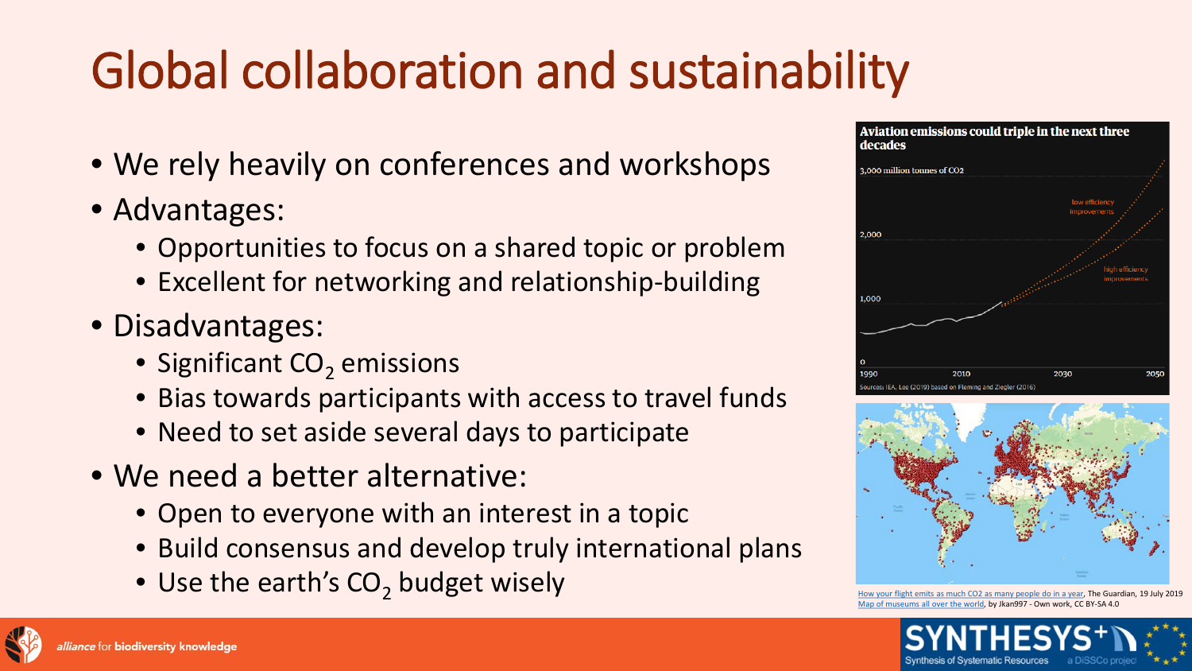# Global collaboration and sustainability

- We rely heavily on conferences and workshops
- Advantages:
  - Opportunities to focus on a shared topic or problem
  - Excellent for networking and relationship-building
- Disadvantages:
  - Significant $CO_2$ emissions
  - Bias towards participants with access to travel funds
  - Need to set aside several days to participate
- We need a better alternative:
  - Open to everyone with an interest in a topic
  - Build consensus and develop truly international plans
  - Use the earth's $CO_2$ budget wisely

How your flight emits as much CO2 as many people do in a year, The Guardian, 19 July 2019
Map of museums all over the world, by Jkan997 - Own work, CC BY-SA 4.0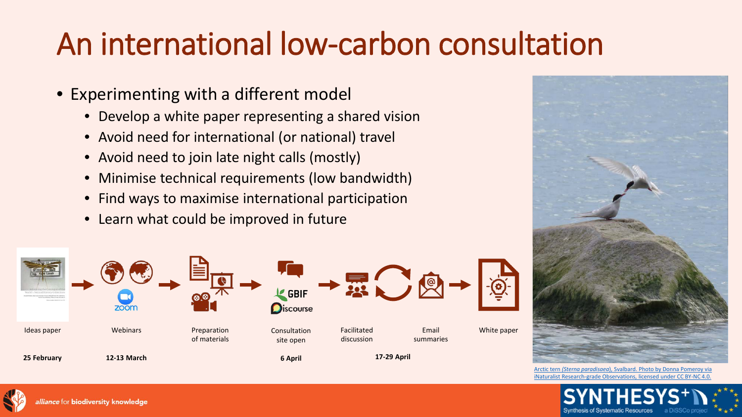# An international low-carbon consultation

- Experimenting with a different model
  - Develop a white paper representing a shared vision
  - Avoid need for international (or national) travel
  - Avoid need to join late night calls (mostly)
  - Minimise technical requirements (low bandwidth)
  - Find ways to maximise international participation
  - Learn what could be improved in future

Ideas paper → Webinars → Preparation of materials → Consultation site open → Facilitated discussion → Email summaries → White paper

| Ideas paper | Webinars | Preparation of materials | Consultation site open | Facilitated discussion | Email summaries | White paper |
|---|---|---|---|---|---|---|
| 25 February | 12-13 March | | 6 April | 17-29 April | | |

Arctic tern *(Sterna paradisaea)*, Svalbard. Photo by Donna Pomeroy via iNaturalist Research-grade Observations, licensed under CC BY-NC 4.0.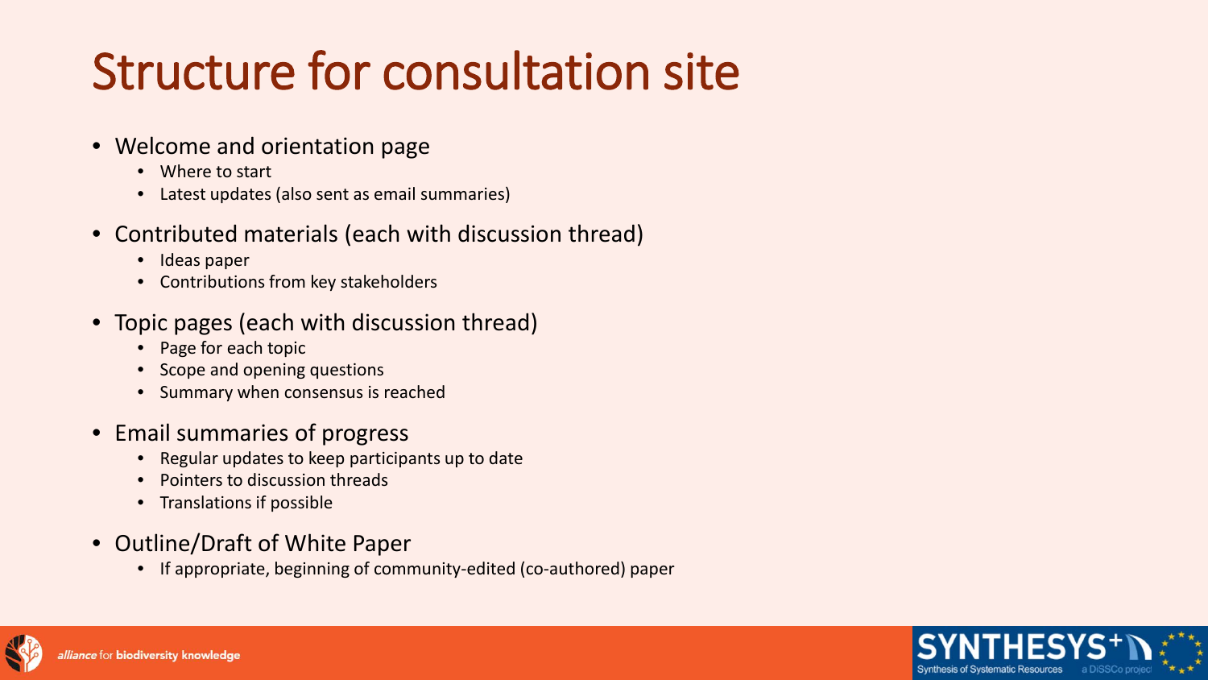# Structure for consultation site

- Welcome and orientation page
  - Where to start
  - Latest updates (also sent as email summaries)
- Contributed materials (each with discussion thread)
  - Ideas paper
  - Contributions from key stakeholders
- Topic pages (each with discussion thread)
  - Page for each topic
  - Scope and opening questions
  - Summary when consensus is reached
- Email summaries of progress
  - Regular updates to keep participants up to date
  - Pointers to discussion threads
  - Translations if possible
- Outline/Draft of White Paper
  - If appropriate, beginning of community-edited (co-authored) paper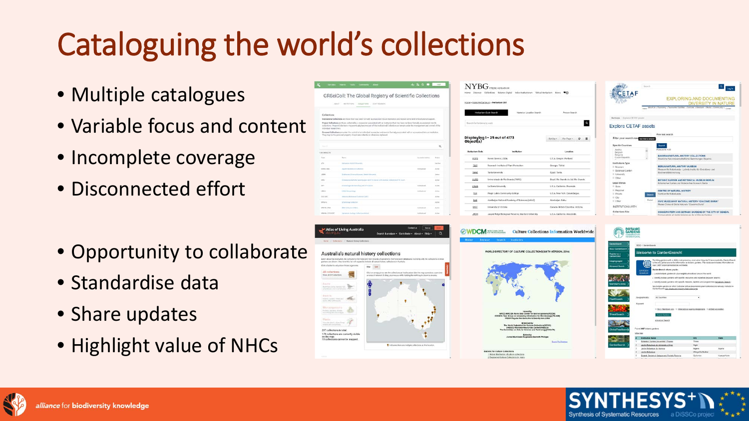# Cataloguing the world's collections

- Multiple catalogues
- Variable focus and content
- Incomplete coverage
- Disconnected effort

- Opportunity to collaborate
- Standardise data
- Share updates
- Highlight value of NHCs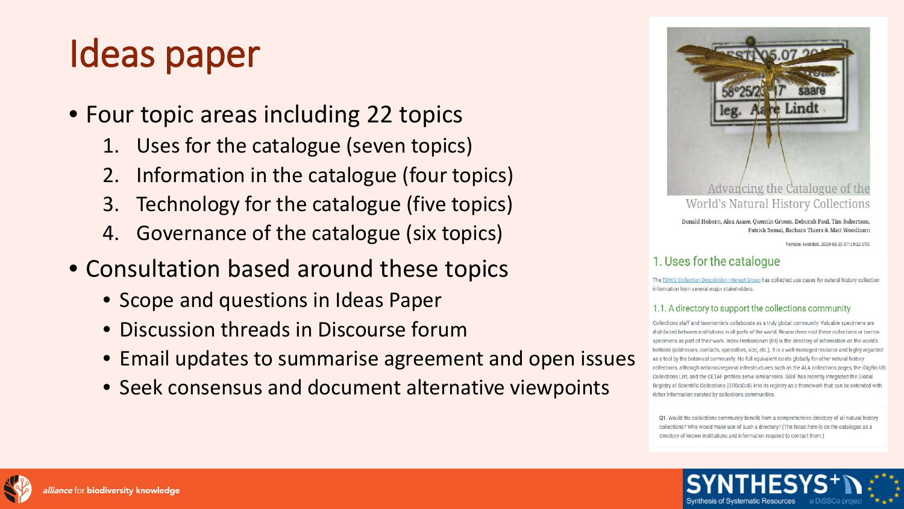# Ideas paper

- Four topic areas including 22 topics
  1. Uses for the catalogue (seven topics)
  2. Information in the catalogue (four topics)
  3. Technology for the catalogue (five topics)
  4. Governance of the catalogue (six topics)
- Consultation based around these topics
  - Scope and questions in Ideas Paper
  - Discussion threads in Discourse forum
  - Email updates to summarise agreement and open issues
  - Seek consensus and document alternative viewpoints

Advancing the Catalogue of the World's Natural History Collections

Donald Hobern, Alex Asase, Quentin Groom, Deborah Paul, Tim Robertson, Patrick Semal, Barbara Thiers & Matt Woodburn

Version 4ea8de8, 2020-02-25 07:19:22 UTC

## 1. Uses for the catalogue

The TDWG Collection Description Interest Group has collected use cases for natural history collection information from several major stakeholders.

### 1.1. A directory to support the collections community

Collections staff and taxonomists collaborate as a truly global community. Valuable specimens are distributed between institutions in all parts of the world. Researchers visit these collections or borrow specimens as part of their work. Index Herbariorum (IH) is the directory of information on the world's herbaria (addresses, contacts, specialties, size, etc.). It is a well-managed resource and highly regarded as a tool by the botanical community. No full equivalent exists globally for other natural history collections, although national/regional infrastructures such as the ALA collections pages, the iDigBio US Collections List, and the CETAF profiles serve similar roles. GBIF has recently integrated the Global Registry of Scientific Collections (GRSciColl) into its registry as a framework that can be extended with richer information curated by collections communities.

Q1. Would the collections community benefit from a comprehensive directory of all natural history collections? Who would make use of such a directory? (The focus here is on the catalogue as a directory of known institutions and information required to contact them.)

alliance for biodiversity knowledge

SYNTHESYS+ Synthesis of Systematic Resources a DiSSCo project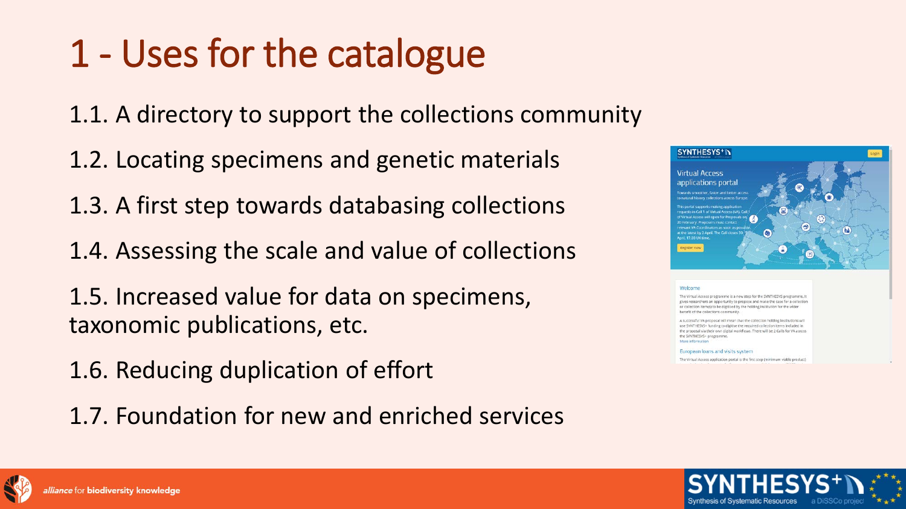# 1 - Uses for the catalogue

1.1. A directory to support the collections community

1.2. Locating specimens and genetic materials

1.3. A first step towards databasing collections

1.4. Assessing the scale and value of collections

1.5. Increased value for data on specimens, taxonomic publications, etc.

1.6. Reducing duplication of effort

1.7. Foundation for new and enriched services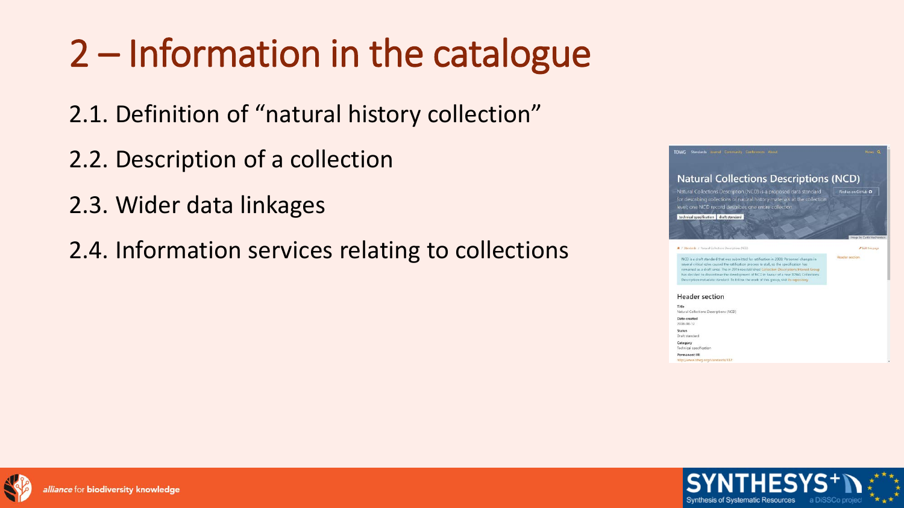# 2 – Information in the catalogue

2.1. Definition of "natural history collection"

2.2. Description of a collection

2.3. Wider data linkages

2.4. Information services relating to collections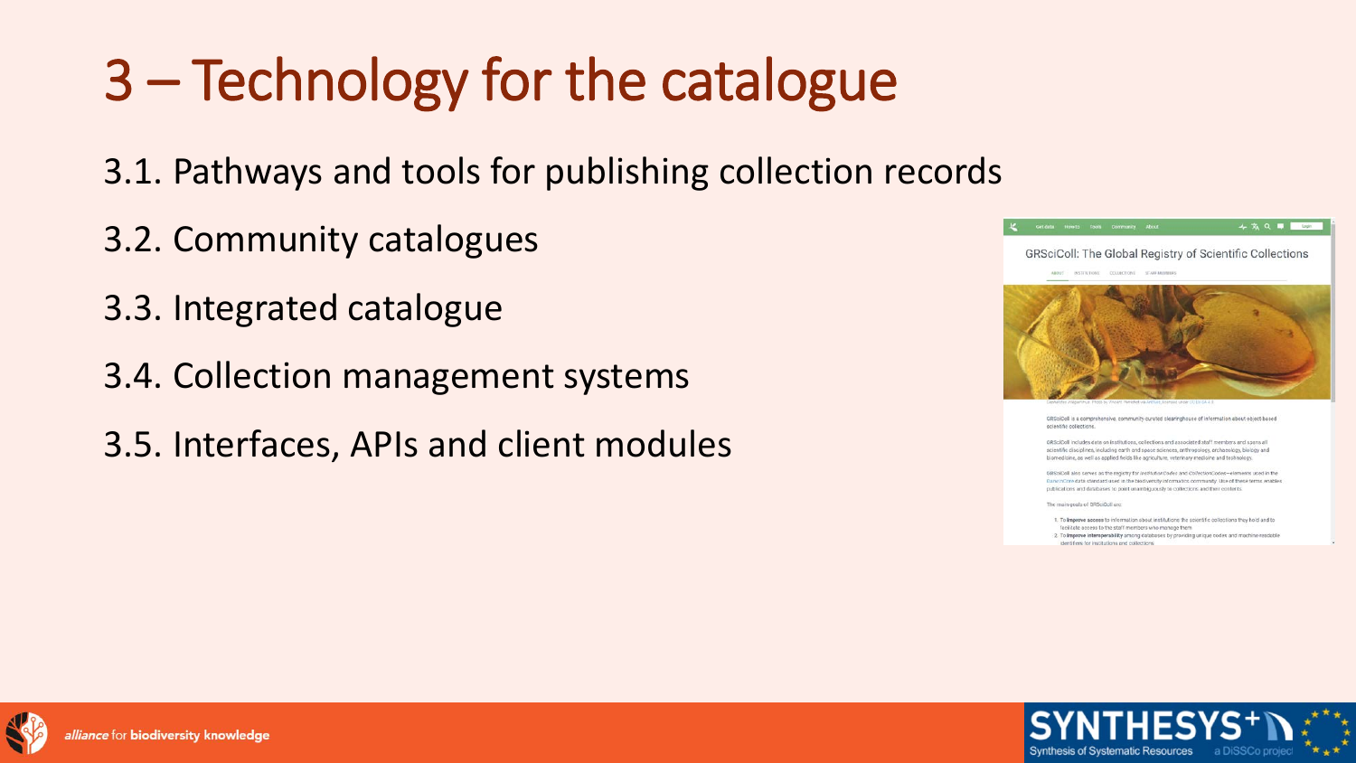# 3 – Technology for the catalogue

3.1. Pathways and tools for publishing collection records

3.2. Community catalogues

3.3. Integrated catalogue

3.4. Collection management systems

3.5. Interfaces, APIs and client modules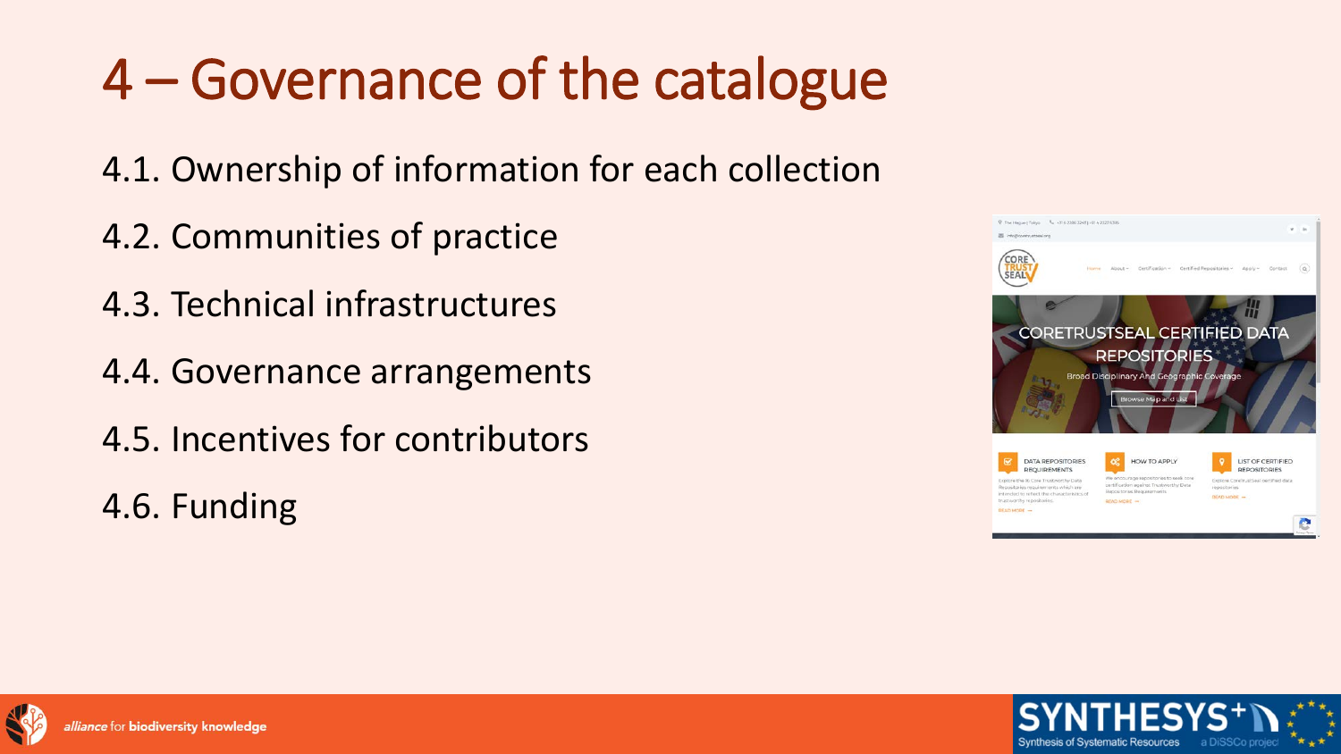# 4 – Governance of the catalogue

4.1. Ownership of information for each collection

4.2. Communities of practice

4.3. Technical infrastructures

4.4. Governance arrangements

4.5. Incentives for contributors

4.6. Funding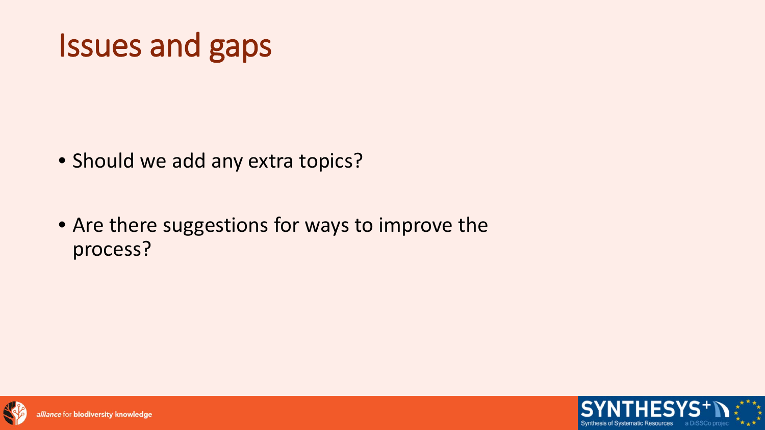# Issues and gaps

- Should we add any extra topics?
- Are there suggestions for ways to improve the process?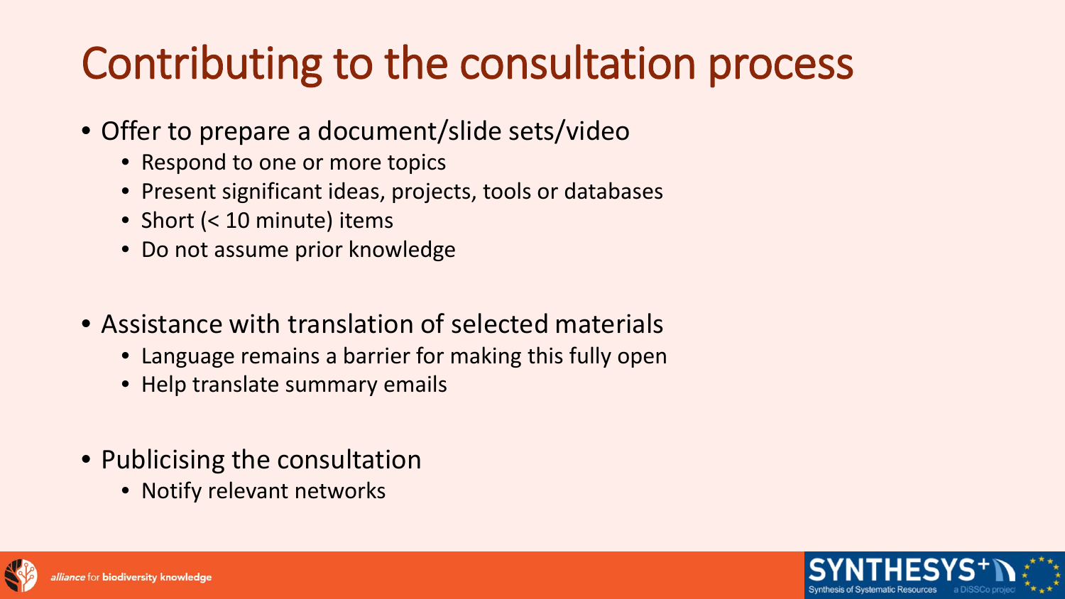# Contributing to the consultation process

- Offer to prepare a document/slide sets/video
  - Respond to one or more topics
  - Present significant ideas, projects, tools or databases
  - Short (< 10 minute) items
  - Do not assume prior knowledge
- Assistance with translation of selected materials
  - Language remains a barrier for making this fully open
  - Help translate summary emails
- Publicising the consultation
  - Notify relevant networks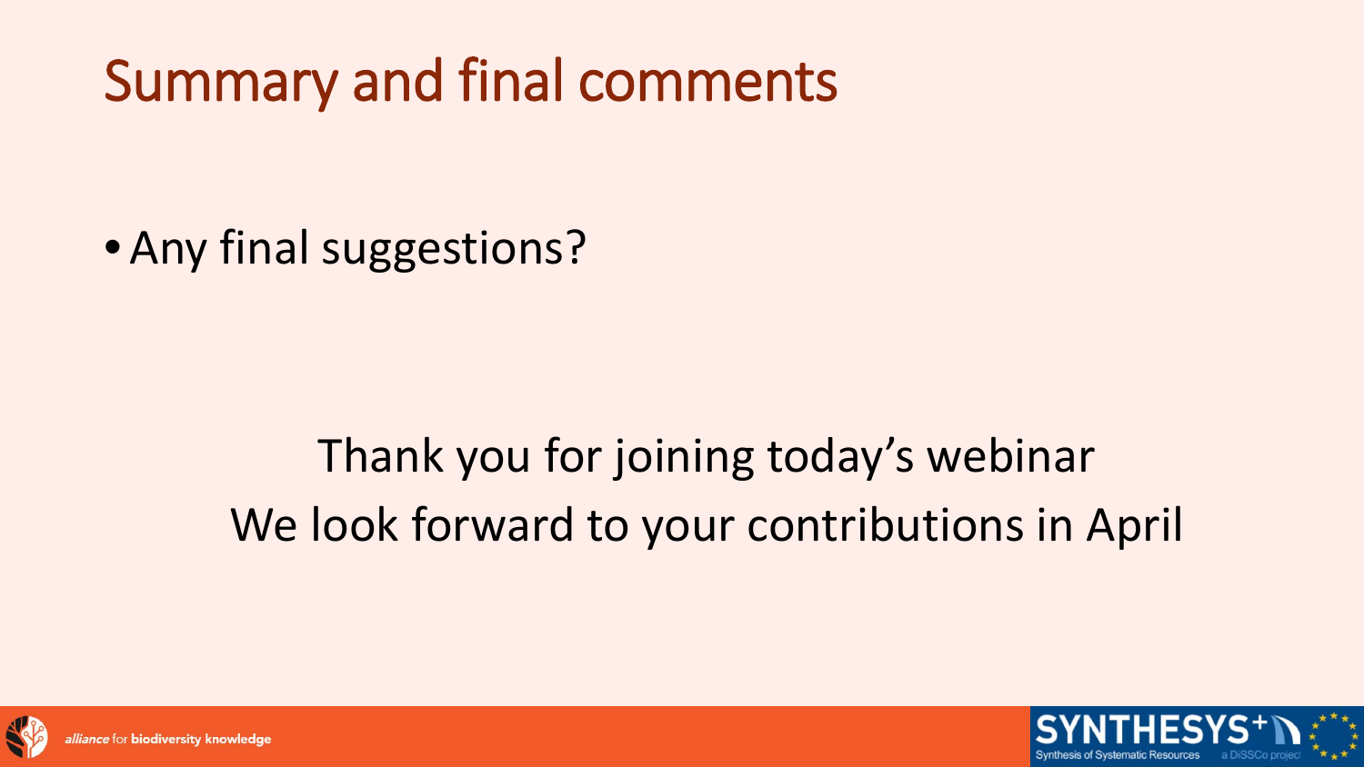# Summary and final comments

- Any final suggestions?

Thank you for joining today's webinar
We look forward to your contributions in April